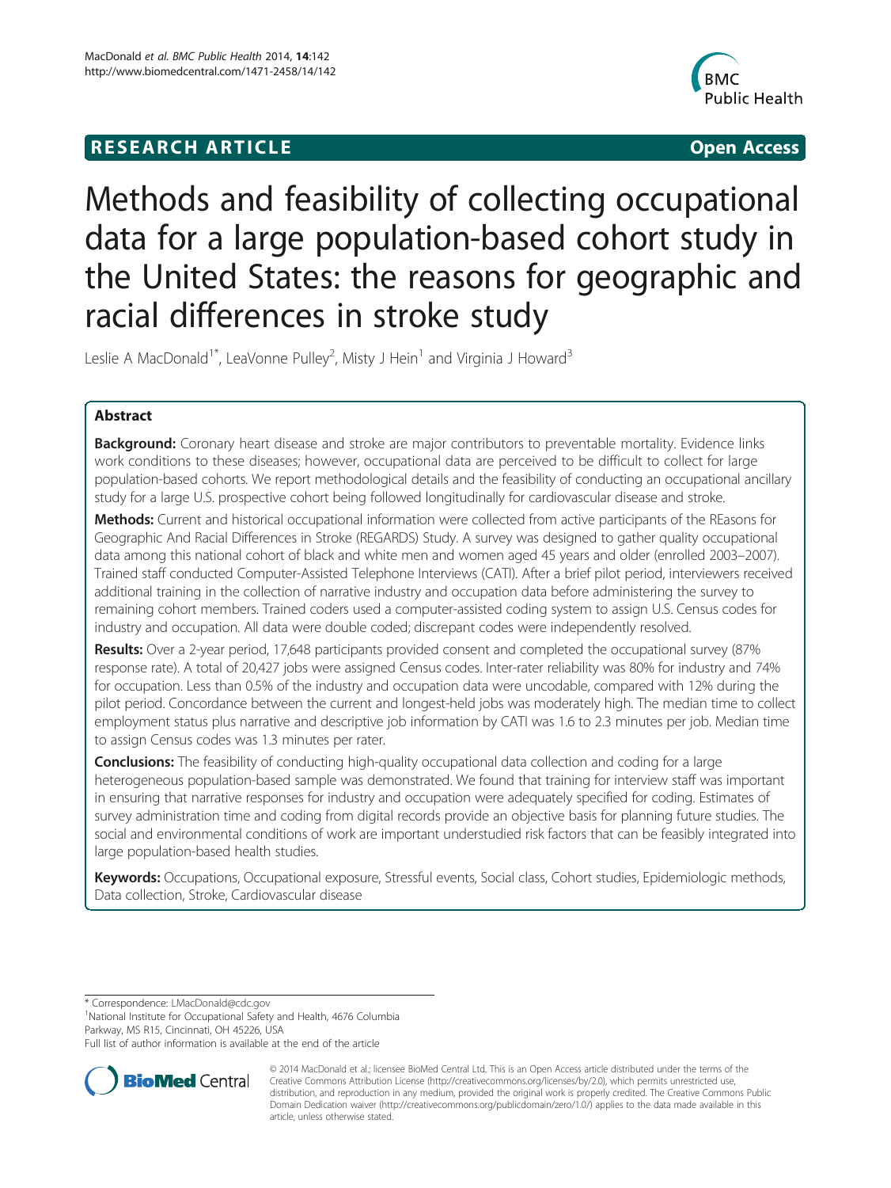RESEARCH ARTICLE Open Access

# Methods and feasibility of collecting occupational data for a large population-based cohort study in the United States: the reasons for geographic and racial differences in stroke study

Leslie A MacDonald[1*], LeaVonne Pulley[2], Misty J Hein[1] and Virginia J Howard[3]

## Abstract

**Background:** Coronary heart disease and stroke are major contributors to preventable mortality. Evidence links work conditions to these diseases; however, occupational data are perceived to be difficult to collect for large population-based cohorts. We report methodological details and the feasibility of conducting an occupational ancillary study for a large U.S. prospective cohort being followed longitudinally for cardiovascular disease and stroke.

**Methods:** Current and historical occupational information were collected from active participants of the REasons for Geographic And Racial Differences in Stroke (REGARDS) Study. A survey was designed to gather quality occupational data among this national cohort of black and white men and women aged 45 years and older (enrolled 2003–2007). Trained staff conducted Computer-Assisted Telephone Interviews (CATI). After a brief pilot period, interviewers received additional training in the collection of narrative industry and occupation data before administering the survey to remaining cohort members. Trained coders used a computer-assisted coding system to assign U.S. Census codes for industry and occupation. All data were double coded; discrepant codes were independently resolved.

**Results:** Over a 2-year period, 17,648 participants provided consent and completed the occupational survey (87% response rate). A total of 20,427 jobs were assigned Census codes. Inter-rater reliability was 80% for industry and 74% for occupation. Less than 0.5% of the industry and occupation data were uncodable, compared with 12% during the pilot period. Concordance between the current and longest-held jobs was moderately high. The median time to collect employment status plus narrative and descriptive job information by CATI was 1.6 to 2.3 minutes per job. Median time to assign Census codes was 1.3 minutes per rater.

**Conclusions:** The feasibility of conducting high-quality occupational data collection and coding for a large heterogeneous population-based sample was demonstrated. We found that training for interview staff was important in ensuring that narrative responses for industry and occupation were adequately specified for coding. Estimates of survey administration time and coding from digital records provide an objective basis for planning future studies. The social and environmental conditions of work are important understudied risk factors that can be feasibly integrated into large population-based health studies.

**Keywords:** Occupations, Occupational exposure, Stressful events, Social class, Cohort studies, Epidemiologic methods, Data collection, Stroke, Cardiovascular disease

\* Correspondence: LMacDonald@cdc.gov
[1]National Institute for Occupational Safety and Health, 4676 Columbia Parkway, MS R15, Cincinnati, OH 45226, USA
Full list of author information is available at the end of the article

© 2014 MacDonald et al.; licensee BioMed Central Ltd. This is an Open Access article distributed under the terms of the Creative Commons Attribution License (http://creativecommons.org/licenses/by/2.0), which permits unrestricted use, distribution, and reproduction in any medium, provided the original work is properly credited. The Creative Commons Public Domain Dedication waiver (http://creativecommons.org/publicdomain/zero/1.0/) applies to the data made available in this article, unless otherwise stated.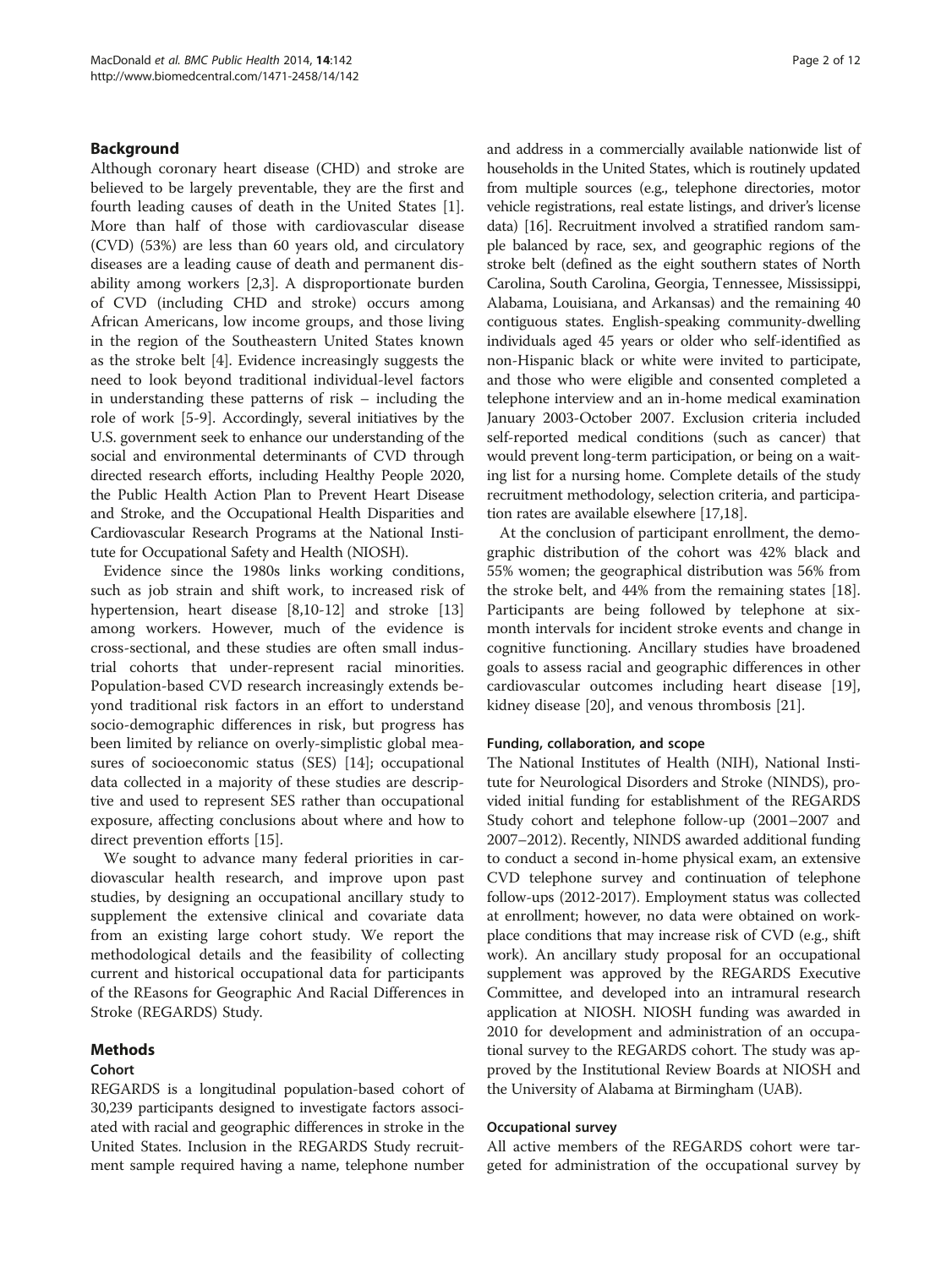## Background

Although coronary heart disease (CHD) and stroke are believed to be largely preventable, they are the first and fourth leading causes of death in the United States [1]. More than half of those with cardiovascular disease (CVD) (53%) are less than 60 years old, and circulatory diseases are a leading cause of death and permanent disability among workers [2,3]. A disproportionate burden of CVD (including CHD and stroke) occurs among African Americans, low income groups, and those living in the region of the Southeastern United States known as the stroke belt [4]. Evidence increasingly suggests the need to look beyond traditional individual-level factors in understanding these patterns of risk – including the role of work [5-9]. Accordingly, several initiatives by the U.S. government seek to enhance our understanding of the social and environmental determinants of CVD through directed research efforts, including Healthy People 2020, the Public Health Action Plan to Prevent Heart Disease and Stroke, and the Occupational Health Disparities and Cardiovascular Research Programs at the National Institute for Occupational Safety and Health (NIOSH).

Evidence since the 1980s links working conditions, such as job strain and shift work, to increased risk of hypertension, heart disease [8,10-12] and stroke [13] among workers. However, much of the evidence is cross-sectional, and these studies are often small industrial cohorts that under-represent racial minorities. Population-based CVD research increasingly extends beyond traditional risk factors in an effort to understand socio-demographic differences in risk, but progress has been limited by reliance on overly-simplistic global measures of socioeconomic status (SES) [14]; occupational data collected in a majority of these studies are descriptive and used to represent SES rather than occupational exposure, affecting conclusions about where and how to direct prevention efforts [15].

We sought to advance many federal priorities in cardiovascular health research, and improve upon past studies, by designing an occupational ancillary study to supplement the extensive clinical and covariate data from an existing large cohort study. We report the methodological details and the feasibility of collecting current and historical occupational data for participants of the REasons for Geographic And Racial Differences in Stroke (REGARDS) Study.

## Methods

### Cohort

REGARDS is a longitudinal population-based cohort of 30,239 participants designed to investigate factors associated with racial and geographic differences in stroke in the United States. Inclusion in the REGARDS Study recruitment sample required having a name, telephone number and address in a commercially available nationwide list of households in the United States, which is routinely updated from multiple sources (e.g., telephone directories, motor vehicle registrations, real estate listings, and driver's license data) [16]. Recruitment involved a stratified random sample balanced by race, sex, and geographic regions of the stroke belt (defined as the eight southern states of North Carolina, South Carolina, Georgia, Tennessee, Mississippi, Alabama, Louisiana, and Arkansas) and the remaining 40 contiguous states. English-speaking community-dwelling individuals aged 45 years or older who self-identified as non-Hispanic black or white were invited to participate, and those who were eligible and consented completed a telephone interview and an in-home medical examination January 2003-October 2007. Exclusion criteria included self-reported medical conditions (such as cancer) that would prevent long-term participation, or being on a waiting list for a nursing home. Complete details of the study recruitment methodology, selection criteria, and participation rates are available elsewhere [17,18].

At the conclusion of participant enrollment, the demographic distribution of the cohort was 42% black and 55% women; the geographical distribution was 56% from the stroke belt, and 44% from the remaining states [18]. Participants are being followed by telephone at six-month intervals for incident stroke events and change in cognitive functioning. Ancillary studies have broadened goals to assess racial and geographic differences in other cardiovascular outcomes including heart disease [19], kidney disease [20], and venous thrombosis [21].

### Funding, collaboration, and scope

The National Institutes of Health (NIH), National Institute for Neurological Disorders and Stroke (NINDS), provided initial funding for establishment of the REGARDS Study cohort and telephone follow-up (2001–2007 and 2007–2012). Recently, NINDS awarded additional funding to conduct a second in-home physical exam, an extensive CVD telephone survey and continuation of telephone follow-ups (2012-2017). Employment status was collected at enrollment; however, no data were obtained on workplace conditions that may increase risk of CVD (e.g., shift work). An ancillary study proposal for an occupational supplement was approved by the REGARDS Executive Committee, and developed into an intramural research application at NIOSH. NIOSH funding was awarded in 2010 for development and administration of an occupational survey to the REGARDS cohort. The study was approved by the Institutional Review Boards at NIOSH and the University of Alabama at Birmingham (UAB).

### Occupational survey

All active members of the REGARDS cohort were targeted for administration of the occupational survey by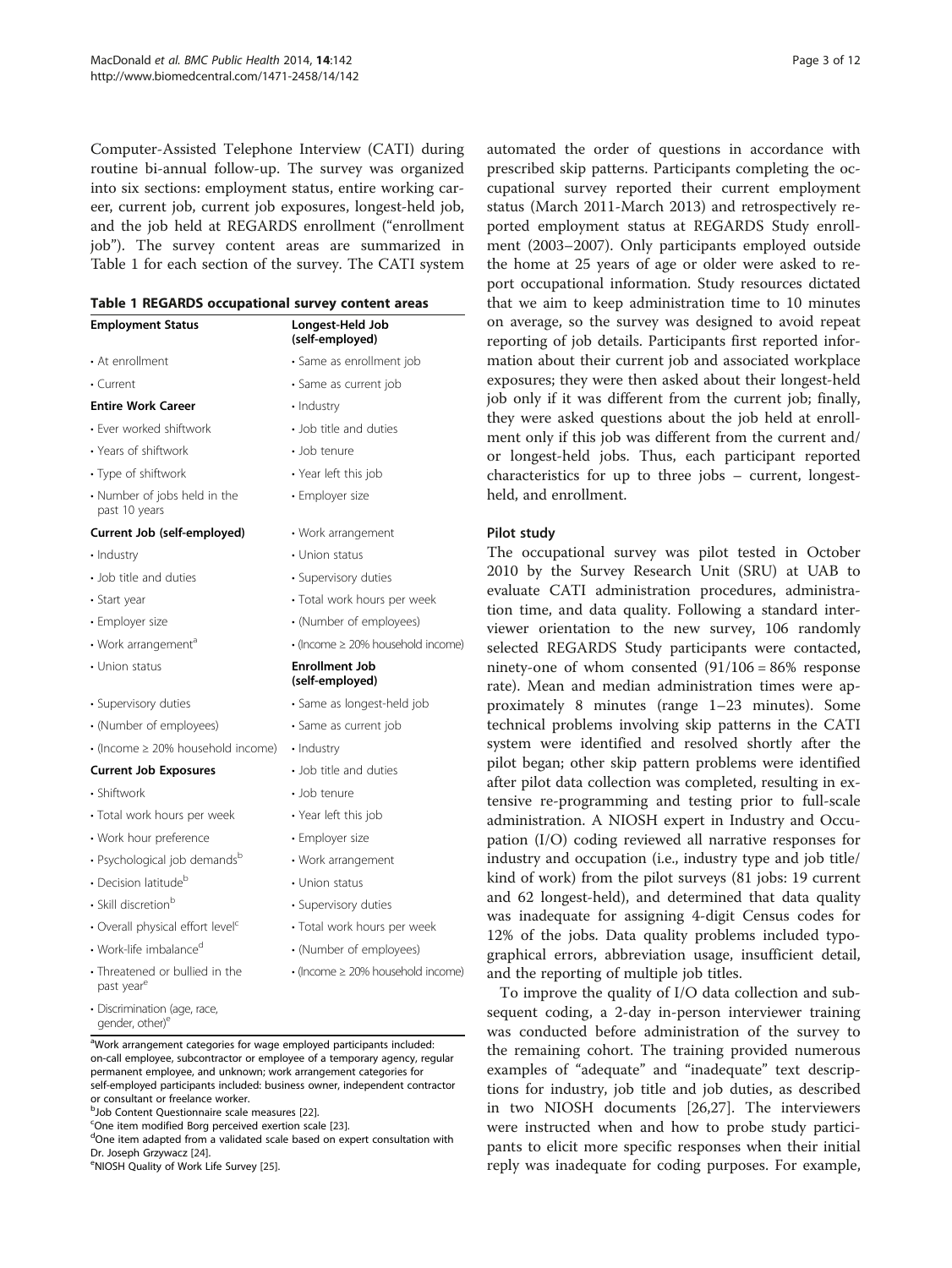Computer-Assisted Telephone Interview (CATI) during routine bi-annual follow-up. The survey was organized into six sections: employment status, entire working career, current job, current job exposures, longest-held job, and the job held at REGARDS enrollment ("enrollment job"). The survey content areas are summarized in Table 1 for each section of the survey. The CATI system automated the order of questions in accordance with prescribed skip patterns. Participants completing the occupational survey reported their current employment status (March 2011-March 2013) and retrospectively reported employment status at REGARDS Study enrollment (2003–2007). Only participants employed outside the home at 25 years of age or older were asked to report occupational information. Study resources dictated that we aim to keep administration time to 10 minutes on average, so the survey was designed to avoid repeat reporting of job details. Participants first reported information about their current job and associated workplace exposures; they were then asked about their longest-held job only if it was different from the current job; finally, they were asked questions about the job held at enrollment only if this job was different from the current and/or longest-held jobs. Thus, each participant reported characteristics for up to three jobs – current, longest-held, and enrollment.

**Table 1 REGARDS occupational survey content areas**

| Employment Status | Longest-Held Job (self-employed) |
|---|---|
| • At enrollment | • Same as enrollment job |
| • Current | • Same as current job |
| **Entire Work Career** | • Industry |
| • Ever worked shiftwork | • Job title and duties |
| • Years of shiftwork | • Job tenure |
| • Type of shiftwork | • Year left this job |
| • Number of jobs held in the past 10 years | • Employer size |
| **Current Job (self-employed)** | • Work arrangement |
| • Industry | • Union status |
| • Job title and duties | • Supervisory duties |
| • Start year | • Total work hours per week |
| • Employer size | • (Number of employees) |
| • Work arrangement[a] | • (Income ≥ 20% household income) |
| • Union status | **Enrollment Job (self-employed)** |
| • Supervisory duties | • Same as longest-held job |
| • (Number of employees) | • Same as current job |
| • (Income ≥ 20% household income) | • Industry |
| **Current Job Exposures** | • Job title and duties |
| • Shiftwork | • Job tenure |
| • Total work hours per week | • Year left this job |
| • Work hour preference | • Employer size |
| • Psychological job demands[b] | • Work arrangement |
| • Decision latitude[b] | • Union status |
| • Skill discretion[b] | • Supervisory duties |
| • Overall physical effort level[c] | • Total work hours per week |
| • Work-life imbalance[d] | • (Number of employees) |
| • Threatened or bullied in the past year[e] | • (Income ≥ 20% household income) |
| • Discrimination (age, race, gender, other)[e] | |

[a]Work arrangement categories for wage employed participants included: on-call employee, subcontractor or employee of a temporary agency, regular permanent employee, and unknown; work arrangement categories for self-employed participants included: business owner, independent contractor or consultant or freelance worker.
[b]Job Content Questionnaire scale measures [22].
[c]One item modified Borg perceived exertion scale [23].
[d]One item adapted from a validated scale based on expert consultation with Dr. Joseph Grzywacz [24].
[e]NIOSH Quality of Work Life Survey [25].

### Pilot study

The occupational survey was pilot tested in October 2010 by the Survey Research Unit (SRU) at UAB to evaluate CATI administration procedures, administration time, and data quality. Following a standard interviewer orientation to the new survey, 106 randomly selected REGARDS Study participants were contacted, ninety-one of whom consented (91/106 = 86% response rate). Mean and median administration times were approximately 8 minutes (range 1–23 minutes). Some technical problems involving skip patterns in the CATI system were identified and resolved shortly after the pilot began; other skip pattern problems were identified after pilot data collection was completed, resulting in extensive re-programming and testing prior to full-scale administration. A NIOSH expert in Industry and Occupation (I/O) coding reviewed all narrative responses for industry and occupation (i.e., industry type and job title/kind of work) from the pilot surveys (81 jobs: 19 current and 62 longest-held), and determined that data quality was inadequate for assigning 4-digit Census codes for 12% of the jobs. Data quality problems included typographical errors, abbreviation usage, insufficient detail, and the reporting of multiple job titles.

To improve the quality of I/O data collection and subsequent coding, a 2-day in-person interviewer training was conducted before administration of the survey to the remaining cohort. The training provided numerous examples of "adequate" and "inadequate" text descriptions for industry, job title and job duties, as described in two NIOSH documents [26,27]. The interviewers were instructed when and how to probe study participants to elicit more specific responses when their initial reply was inadequate for coding purposes. For example,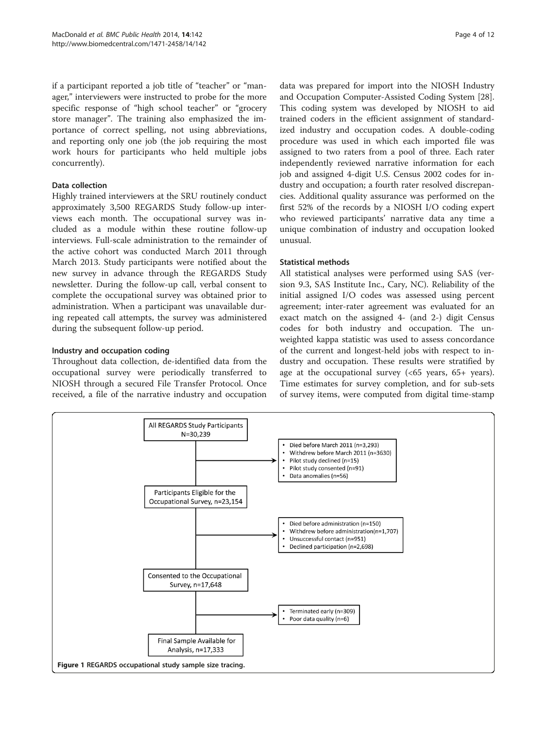if a participant reported a job title of "teacher" or "manager," interviewers were instructed to probe for the more specific response of "high school teacher" or "grocery store manager". The training also emphasized the importance of correct spelling, not using abbreviations, and reporting only one job (the job requiring the most work hours for participants who held multiple jobs concurrently).

### Data collection

Highly trained interviewers at the SRU routinely conduct approximately 3,500 REGARDS Study follow-up interviews each month. The occupational survey was included as a module within these routine follow-up interviews. Full-scale administration to the remainder of the active cohort was conducted March 2011 through March 2013. Study participants were notified about the new survey in advance through the REGARDS Study newsletter. During the follow-up call, verbal consent to complete the occupational survey was obtained prior to administration. When a participant was unavailable during repeated call attempts, the survey was administered during the subsequent follow-up period.

### Industry and occupation coding

Throughout data collection, de-identified data from the occupational survey were periodically transferred to NIOSH through a secured File Transfer Protocol. Once received, a file of the narrative industry and occupation data was prepared for import into the NIOSH Industry and Occupation Computer-Assisted Coding System [28]. This coding system was developed by NIOSH to aid trained coders in the efficient assignment of standardized industry and occupation codes. A double-coding procedure was used in which each imported file was assigned to two raters from a pool of three. Each rater independently reviewed narrative information for each job and assigned 4-digit U.S. Census 2002 codes for industry and occupation; a fourth rater resolved discrepancies. Additional quality assurance was performed on the first 52% of the records by a NIOSH I/O coding expert who reviewed participants' narrative data any time a unique combination of industry and occupation looked unusual.

### Statistical methods

All statistical analyses were performed using SAS (version 9.3, SAS Institute Inc., Cary, NC). Reliability of the initial assigned I/O codes was assessed using percent agreement; inter-rater agreement was evaluated for an exact match on the assigned 4- (and 2-) digit Census codes for both industry and occupation. The unweighted kappa statistic was used to assess concordance of the current and longest-held jobs with respect to industry and occupation. These results were stratified by age at the occupational survey (<65 years, 65+ years). Time estimates for survey completion, and for sub-sets of survey items, were computed from digital time-stamp

All REGARDS Study Participants N=30,239

- Died before March 2011 (n=3,293)
- Withdrew before March 2011 (n=3630)
- Pilot study declined (n=15)
- Pilot study consented (n=91)
- Data anomalies (n=56)

Participants Eligible for the Occupational Survey, n=23,154

- Died before administration (n=150)
- Withdrew before administration(n=1,707)
- Unsuccessful contact (n=951)
- Declined participation (n=2,698)

Consented to the Occupational Survey, n=17,648

- Terminated early (n=309)
- Poor data quality (n=6)

Final Sample Available for Analysis, n=17,333

**Figure 1** REGARDS occupational study sample size tracing.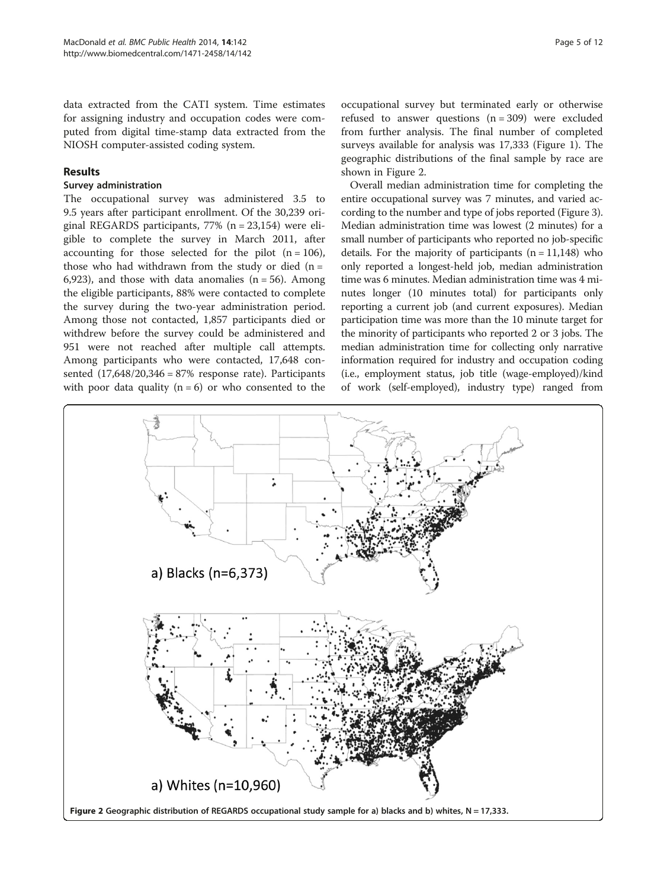data extracted from the CATI system. Time estimates for assigning industry and occupation codes were computed from digital time-stamp data extracted from the NIOSH computer-assisted coding system.

## Results

### Survey administration

The occupational survey was administered 3.5 to 9.5 years after participant enrollment. Of the 30,239 original REGARDS participants, 77% (n = 23,154) were eligible to complete the survey in March 2011, after accounting for those selected for the pilot (n = 106), those who had withdrawn from the study or died (n = 6,923), and those with data anomalies (n = 56). Among the eligible participants, 88% were contacted to complete the survey during the two-year administration period. Among those not contacted, 1,857 participants died or withdrew before the survey could be administered and 951 were not reached after multiple call attempts. Among participants who were contacted, 17,648 consented (17,648/20,346 = 87% response rate). Participants with poor data quality (n = 6) or who consented to the occupational survey but terminated early or otherwise refused to answer questions (n = 309) were excluded from further analysis. The final number of completed surveys available for analysis was 17,333 (Figure 1). The geographic distributions of the final sample by race are shown in Figure 2.

Overall median administration time for completing the entire occupational survey was 7 minutes, and varied according to the number and type of jobs reported (Figure 3). Median administration time was lowest (2 minutes) for a small number of participants who reported no job-specific details. For the majority of participants (n = 11,148) who only reported a longest-held job, median administration time was 6 minutes. Median administration time was 4 minutes longer (10 minutes total) for participants only reporting a current job (and current exposures). Median participation time was more than the 10 minute target for the minority of participants who reported 2 or 3 jobs. The median administration time for collecting only narrative information required for industry and occupation coding (i.e., employment status, job title (wage-employed)/kind of work (self-employed), industry type) ranged from

a) Blacks (n=6,373)

a) Whites (n=10,960)

**Figure 2** Geographic distribution of REGARDS occupational study sample for a) blacks and b) whites, N = 17,333.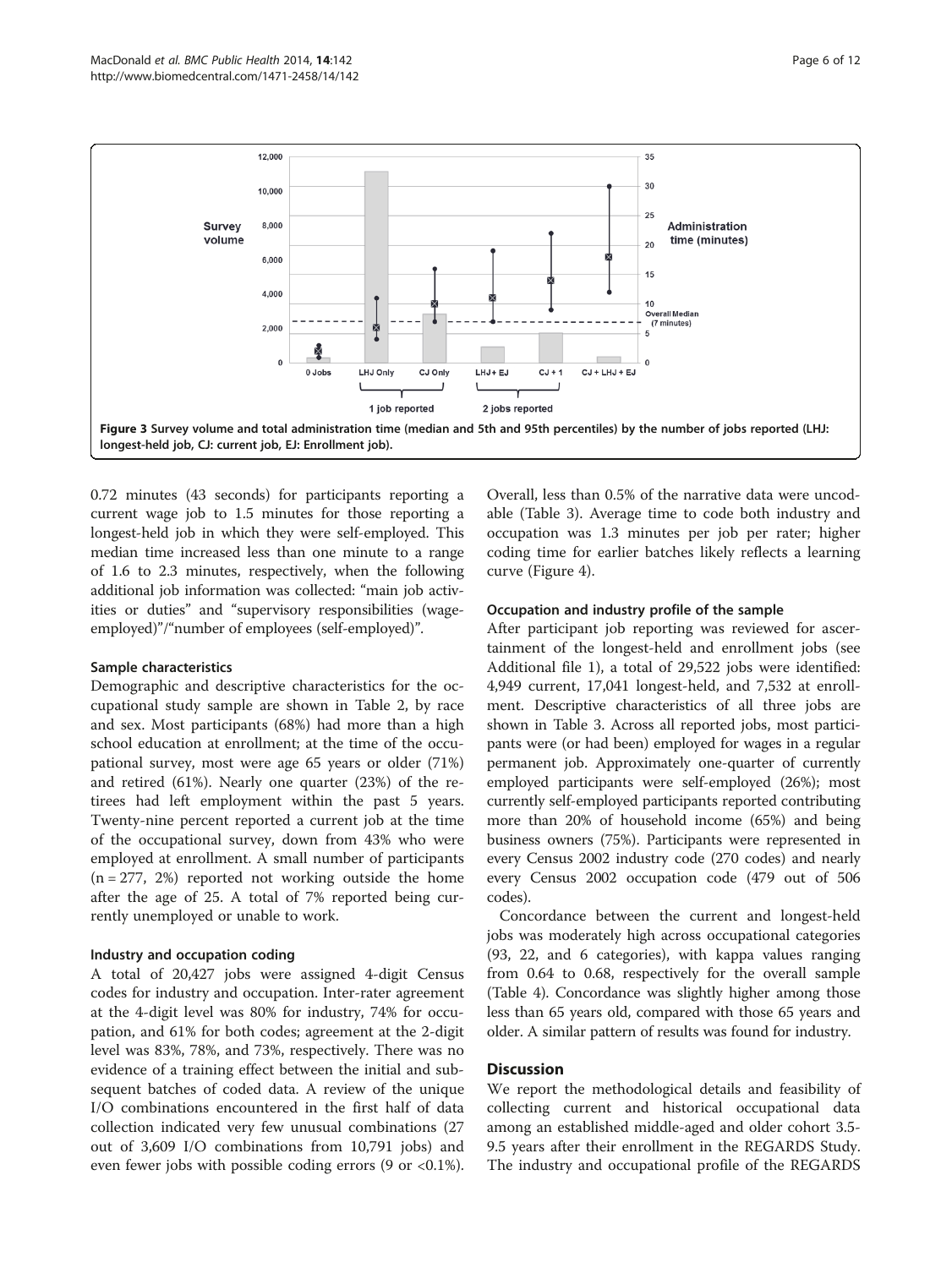Figure 3 Survey volume and total administration time (median and 5th and 95th percentiles) by the number of jobs reported (LHJ: longest-held job, CJ: current job, EJ: Enrollment job).

0.72 minutes (43 seconds) for participants reporting a current wage job to 1.5 minutes for those reporting a longest-held job in which they were self-employed. This median time increased less than one minute to a range of 1.6 to 2.3 minutes, respectively, when the following additional job information was collected: "main job activities or duties" and "supervisory responsibilities (wage-employed)"/"number of employees (self-employed)".

### Sample characteristics

Demographic and descriptive characteristics for the occupational study sample are shown in Table 2, by race and sex. Most participants (68%) had more than a high school education at enrollment; at the time of the occupational survey, most were age 65 years or older (71%) and retired (61%). Nearly one quarter (23%) of the retirees had left employment within the past 5 years. Twenty-nine percent reported a current job at the time of the occupational survey, down from 43% who were employed at enrollment. A small number of participants (n = 277, 2%) reported not working outside the home after the age of 25. A total of 7% reported being currently unemployed or unable to work.

### Industry and occupation coding

A total of 20,427 jobs were assigned 4-digit Census codes for industry and occupation. Inter-rater agreement at the 4-digit level was 80% for industry, 74% for occupation, and 61% for both codes; agreement at the 2-digit level was 83%, 78%, and 73%, respectively. There was no evidence of a training effect between the initial and subsequent batches of coded data. A review of the unique I/O combinations encountered in the first half of data collection indicated very few unusual combinations (27 out of 3,609 I/O combinations from 10,791 jobs) and even fewer jobs with possible coding errors (9 or <0.1%). Overall, less than 0.5% of the narrative data were uncodable (Table 3). Average time to code both industry and occupation was 1.3 minutes per job per rater; higher coding time for earlier batches likely reflects a learning curve (Figure 4).

### Occupation and industry profile of the sample

After participant job reporting was reviewed for ascertainment of the longest-held and enrollment jobs (see Additional file 1), a total of 29,522 jobs were identified: 4,949 current, 17,041 longest-held, and 7,532 at enrollment. Descriptive characteristics of all three jobs are shown in Table 3. Across all reported jobs, most participants were (or had been) employed for wages in a regular permanent job. Approximately one-quarter of currently employed participants were self-employed (26%); most currently self-employed participants reported contributing more than 20% of household income (65%) and being business owners (75%). Participants were represented in every Census 2002 industry code (270 codes) and nearly every Census 2002 occupation code (479 out of 506 codes).

Concordance between the current and longest-held jobs was moderately high across occupational categories (93, 22, and 6 categories), with kappa values ranging from 0.64 to 0.68, respectively for the overall sample (Table 4). Concordance was slightly higher among those less than 65 years old, compared with those 65 years and older. A similar pattern of results was found for industry.

## Discussion

We report the methodological details and feasibility of collecting current and historical occupational data among an established middle-aged and older cohort 3.5-9.5 years after their enrollment in the REGARDS Study. The industry and occupational profile of the REGARDS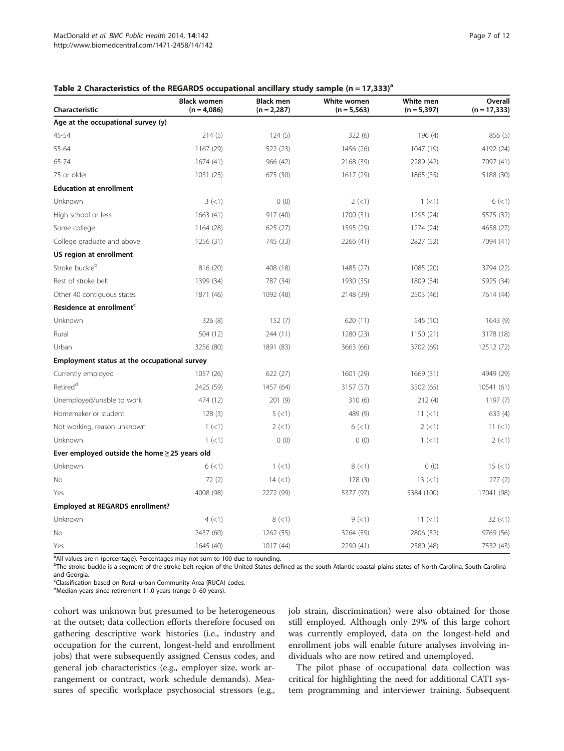**Table 2 Characteristics of the REGARDS occupational ancillary study sample (n = 17,333)[a]**

| Characteristic | Black women (n = 4,086) | Black men (n = 2,287) | White women (n = 5,563) | White men (n = 5,397) | Overall (n = 17,333) |
|---|---|---|---|---|---|
| **Age at the occupational survey (y)** | | | | | |
| 45-54 | 214 (5) | 124 (5) | 322 (6) | 196 (4) | 856 (5) |
| 55-64 | 1167 (29) | 522 (23) | 1456 (26) | 1047 (19) | 4192 (24) |
| 65-74 | 1674 (41) | 966 (42) | 2168 (39) | 2289 (42) | 7097 (41) |
| 75 or older | 1031 (25) | 675 (30) | 1617 (29) | 1865 (35) | 5188 (30) |
| **Education at enrollment** | | | | | |
| Unknown | 3 (<1) | 0 (0) | 2 (<1) | 1 (<1) | 6 (<1) |
| High school or less | 1663 (41) | 917 (40) | 1700 (31) | 1295 (24) | 5575 (32) |
| Some college | 1164 (28) | 625 (27) | 1595 (29) | 1274 (24) | 4658 (27) |
| College graduate and above | 1256 (31) | 745 (33) | 2266 (41) | 2827 (52) | 7094 (41) |
| **US region at enrollment** | | | | | |
| Stroke buckle[b] | 816 (20) | 408 (18) | 1485 (27) | 1085 (20) | 3794 (22) |
| Rest of stroke belt | 1399 (34) | 787 (34) | 1930 (35) | 1809 (34) | 5925 (34) |
| Other 40 contiguous states | 1871 (46) | 1092 (48) | 2148 (39) | 2503 (46) | 7614 (44) |
| **Residence at enrollment[c]** | | | | | |
| Unknown | 326 (8) | 152 (7) | 620 (11) | 545 (10) | 1643 (9) |
| Rural | 504 (12) | 244 (11) | 1280 (23) | 1150 (21) | 3178 (18) |
| Urban | 3256 (80) | 1891 (83) | 3663 (66) | 3702 (69) | 12512 (72) |
| **Employment status at the occupational survey** | | | | | |
| Currently employed | 1057 (26) | 622 (27) | 1601 (29) | 1669 (31) | 4949 (29) |
| Retired[d] | 2425 (59) | 1457 (64) | 3157 (57) | 3502 (65) | 10541 (61) |
| Unemployed/unable to work | 474 (12) | 201 (9) | 310 (6) | 212 (4) | 1197 (7) |
| Homemaker or student | 128 (3) | 5 (<1) | 489 (9) | 11 (<1) | 633 (4) |
| Not working, reason unknown | 1 (<1) | 2 (<1) | 6 (<1) | 2 (<1) | 11 (<1) |
| Unknown | 1 (<1) | 0 (0) | 0 (0) | 1 (<1) | 2 (<1) |
| **Ever employed outside the home ≥ 25 years old** | | | | | |
| Unknown | 6 (<1) | 1 (<1) | 8 (<1) | 0 (0) | 15 (<1) |
| No | 72 (2) | 14 (<1) | 178 (3) | 13 (<1) | 277 (2) |
| Yes | 4008 (98) | 2272 (99) | 5377 (97) | 5384 (100) | 17041 (98) |
| **Employed at REGARDS enrollment?** | | | | | |
| Unknown | 4 (<1) | 8 (<1) | 9 (<1) | 11 (<1) | 32 (<1) |
| No | 2437 (60) | 1262 (55) | 3264 (59) | 2806 (52) | 9769 (56) |
| Yes | 1645 (40) | 1017 (44) | 2290 (41) | 2580 (48) | 7532 (43) |

[a]All values are n (percentage). Percentages may not sum to 100 due to rounding.
[b]The stroke buckle is a segment of the stroke belt region of the United States defined as the south Atlantic coastal plains states of North Carolina, South Carolina and Georgia.
[c]Classification based on Rural–urban Community Area (RUCA) codes.
[d]Median years since retirement 11.0 years (range 0–60 years).

cohort was unknown but presumed to be heterogeneous at the outset; data collection efforts therefore focused on gathering descriptive work histories (i.e., industry and occupation for the current, longest-held and enrollment jobs) that were subsequently assigned Census codes, and general job characteristics (e.g., employer size, work arrangement or contract, work schedule demands). Measures of specific workplace psychosocial stressors (e.g., job strain, discrimination) were also obtained for those still employed. Although only 29% of this large cohort was currently employed, data on the longest-held and enrollment jobs will enable future analyses involving individuals who are now retired and unemployed.

The pilot phase of occupational data collection was critical for highlighting the need for additional CATI system programming and interviewer training. Subsequent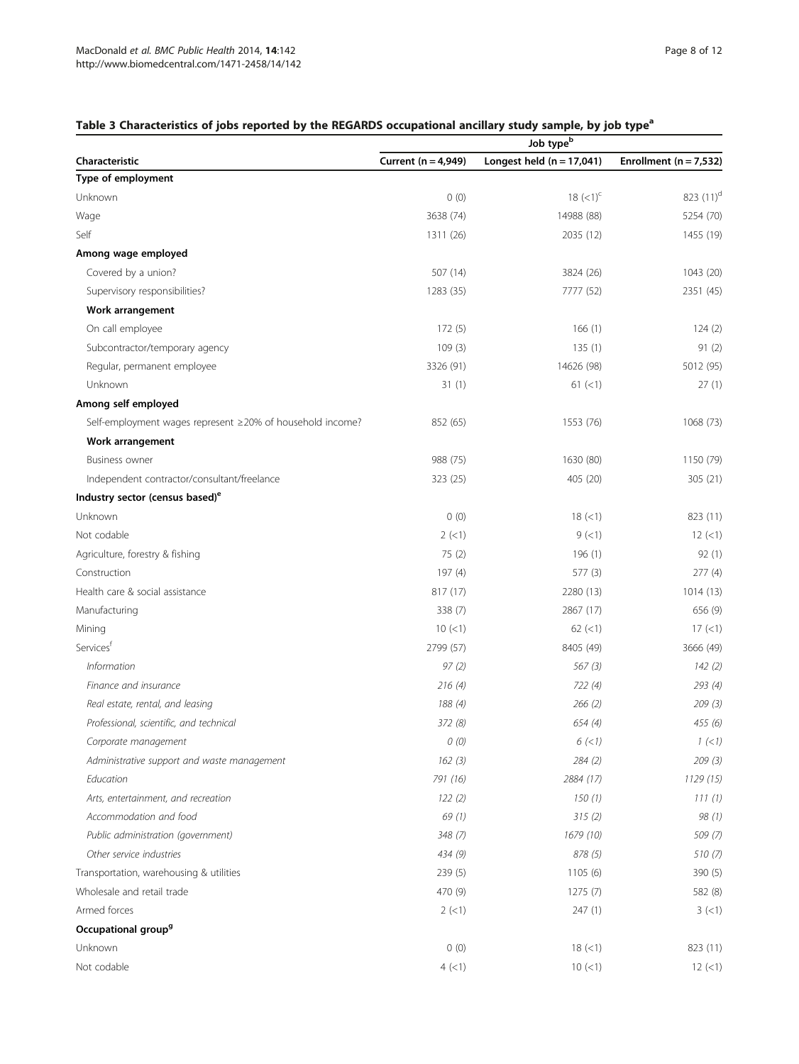## Table 3 Characteristics of jobs reported by the REGARDS occupational ancillary study sample, by job type[a]

| Characteristic | Job type[b] | | |
|---|---|---|---|
| | Current (n = 4,949) | Longest held (n = 17,041) | Enrollment (n = 7,532) |
| **Type of employment** | | | |
| Unknown | 0 (0) | 18 (<1)[c] | 823 (11)[d] |
| Wage | 3638 (74) | 14988 (88) | 5254 (70) |
| Self | 1311 (26) | 2035 (12) | 1455 (19) |
| **Among wage employed** | | | |
| Covered by a union? | 507 (14) | 3824 (26) | 1043 (20) |
| Supervisory responsibilities? | 1283 (35) | 7777 (52) | 2351 (45) |
| **Work arrangement** | | | |
| On call employee | 172 (5) | 166 (1) | 124 (2) |
| Subcontractor/temporary agency | 109 (3) | 135 (1) | 91 (2) |
| Regular, permanent employee | 3326 (91) | 14626 (98) | 5012 (95) |
| Unknown | 31 (1) | 61 (<1) | 27 (1) |
| **Among self employed** | | | |
| Self-employment wages represent ≥20% of household income? | 852 (65) | 1553 (76) | 1068 (73) |
| **Work arrangement** | | | |
| Business owner | 988 (75) | 1630 (80) | 1150 (79) |
| Independent contractor/consultant/freelance | 323 (25) | 405 (20) | 305 (21) |
| **Industry sector (census based)[e]** | | | |
| Unknown | 0 (0) | 18 (<1) | 823 (11) |
| Not codable | 2 (<1) | 9 (<1) | 12 (<1) |
| Agriculture, forestry & fishing | 75 (2) | 196 (1) | 92 (1) |
| Construction | 197 (4) | 577 (3) | 277 (4) |
| Health care & social assistance | 817 (17) | 2280 (13) | 1014 (13) |
| Manufacturing | 338 (7) | 2867 (17) | 656 (9) |
| Mining | 10 (<1) | 62 (<1) | 17 (<1) |
| Services[f] | 2799 (57) | 8405 (49) | 3666 (49) |
| *Information* | *97 (2)* | *567 (3)* | *142 (2)* |
| *Finance and insurance* | *216 (4)* | *722 (4)* | *293 (4)* |
| *Real estate, rental, and leasing* | *188 (4)* | *266 (2)* | *209 (3)* |
| *Professional, scientific, and technical* | *372 (8)* | *654 (4)* | *455 (6)* |
| *Corporate management* | *0 (0)* | *6 (<1)* | *1 (<1)* |
| *Administrative support and waste management* | *162 (3)* | *284 (2)* | *209 (3)* |
| *Education* | *791 (16)* | *2884 (17)* | *1129 (15)* |
| *Arts, entertainment, and recreation* | *122 (2)* | *150 (1)* | *111 (1)* |
| *Accommodation and food* | *69 (1)* | *315 (2)* | *98 (1)* |
| *Public administration (government)* | *348 (7)* | *1679 (10)* | *509 (7)* |
| *Other service industries* | *434 (9)* | *878 (5)* | *510 (7)* |
| Transportation, warehousing & utilities | 239 (5) | 1105 (6) | 390 (5) |
| Wholesale and retail trade | 470 (9) | 1275 (7) | 582 (8) |
| Armed forces | 2 (<1) | 247 (1) | 3 (<1) |
| **Occupational group[g]** | | | |
| Unknown | 0 (0) | 18 (<1) | 823 (11) |
| Not codable | 4 (<1) | 10 (<1) | 12 (<1) |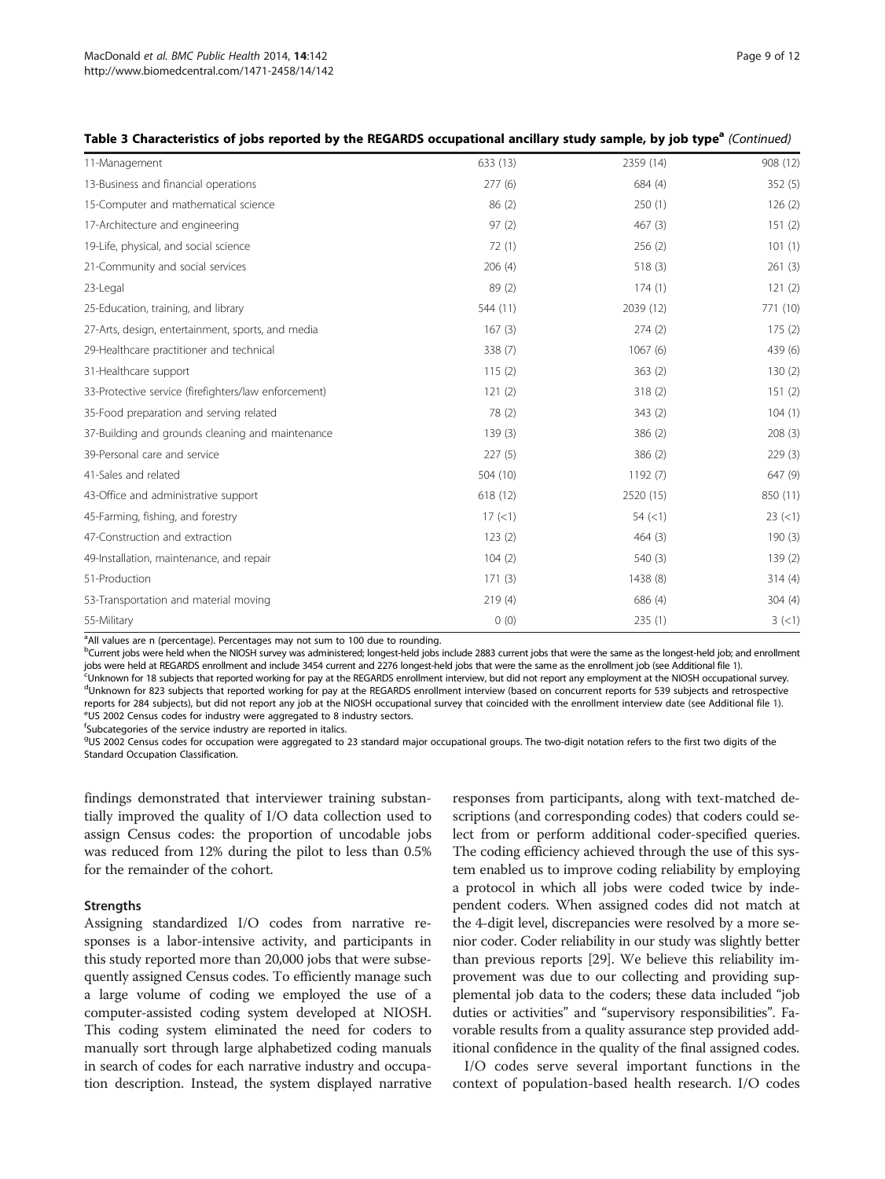**Table 3 Characteristics of jobs reported by the REGARDS occupational ancillary study sample, by job type[a] (Continued)**

| | | | |
|---|---|---|---|
| 11-Management | 633 (13) | 2359 (14) | 908 (12) |
| 13-Business and financial operations | 277 (6) | 684 (4) | 352 (5) |
| 15-Computer and mathematical science | 86 (2) | 250 (1) | 126 (2) |
| 17-Architecture and engineering | 97 (2) | 467 (3) | 151 (2) |
| 19-Life, physical, and social science | 72 (1) | 256 (2) | 101 (1) |
| 21-Community and social services | 206 (4) | 518 (3) | 261 (3) |
| 23-Legal | 89 (2) | 174 (1) | 121 (2) |
| 25-Education, training, and library | 544 (11) | 2039 (12) | 771 (10) |
| 27-Arts, design, entertainment, sports, and media | 167 (3) | 274 (2) | 175 (2) |
| 29-Healthcare practitioner and technical | 338 (7) | 1067 (6) | 439 (6) |
| 31-Healthcare support | 115 (2) | 363 (2) | 130 (2) |
| 33-Protective service (firefighters/law enforcement) | 121 (2) | 318 (2) | 151 (2) |
| 35-Food preparation and serving related | 78 (2) | 343 (2) | 104 (1) |
| 37-Building and grounds cleaning and maintenance | 139 (3) | 386 (2) | 208 (3) |
| 39-Personal care and service | 227 (5) | 386 (2) | 229 (3) |
| 41-Sales and related | 504 (10) | 1192 (7) | 647 (9) |
| 43-Office and administrative support | 618 (12) | 2520 (15) | 850 (11) |
| 45-Farming, fishing, and forestry | 17 (<1) | 54 (<1) | 23 (<1) |
| 47-Construction and extraction | 123 (2) | 464 (3) | 190 (3) |
| 49-Installation, maintenance, and repair | 104 (2) | 540 (3) | 139 (2) |
| 51-Production | 171 (3) | 1438 (8) | 314 (4) |
| 53-Transportation and material moving | 219 (4) | 686 (4) | 304 (4) |
| 55-Military | 0 (0) | 235 (1) | 3 (<1) |

[a]All values are n (percentage). Percentages may not sum to 100 due to rounding.
[b]Current jobs were held when the NIOSH survey was administered; longest-held jobs include 2883 current jobs that were the same as the longest-held job; and enrollment jobs were held at REGARDS enrollment and include 3454 current and 2276 longest-held jobs that were the same as the enrollment job (see Additional file 1).
[c]Unknown for 18 subjects that reported working for pay at the REGARDS enrollment interview, but did not report any employment at the NIOSH occupational survey.
[d]Unknown for 823 subjects that reported working for pay at the REGARDS enrollment interview (based on concurrent reports for 539 subjects and retrospective reports for 284 subjects), but did not report any job at the NIOSH occupational survey that coincided with the enrollment interview date (see Additional file 1).
[e]US 2002 Census codes for industry were aggregated to 8 industry sectors.
[f]Subcategories of the service industry are reported in italics.
[g]US 2002 Census codes for occupation were aggregated to 23 standard major occupational groups. The two-digit notation refers to the first two digits of the Standard Occupation Classification.

findings demonstrated that interviewer training substantially improved the quality of I/O data collection used to assign Census codes: the proportion of uncodable jobs was reduced from 12% during the pilot to less than 0.5% for the remainder of the cohort.

### Strengths

Assigning standardized I/O codes from narrative responses is a labor-intensive activity, and participants in this study reported more than 20,000 jobs that were subsequently assigned Census codes. To efficiently manage such a large volume of coding we employed the use of a computer-assisted coding system developed at NIOSH. This coding system eliminated the need for coders to manually sort through large alphabetized coding manuals in search of codes for each narrative industry and occupation description. Instead, the system displayed narrative responses from participants, along with text-matched descriptions (and corresponding codes) that coders could select from or perform additional coder-specified queries. The coding efficiency achieved through the use of this system enabled us to improve coding reliability by employing a protocol in which all jobs were coded twice by independent coders. When assigned codes did not match at the 4-digit level, discrepancies were resolved by a more senior coder. Coder reliability in our study was slightly better than previous reports [29]. We believe this reliability improvement was due to our collecting and providing supplemental job data to the coders; these data included "job duties or activities" and "supervisory responsibilities". Favorable results from a quality assurance step provided additional confidence in the quality of the final assigned codes.

I/O codes serve several important functions in the context of population-based health research. I/O codes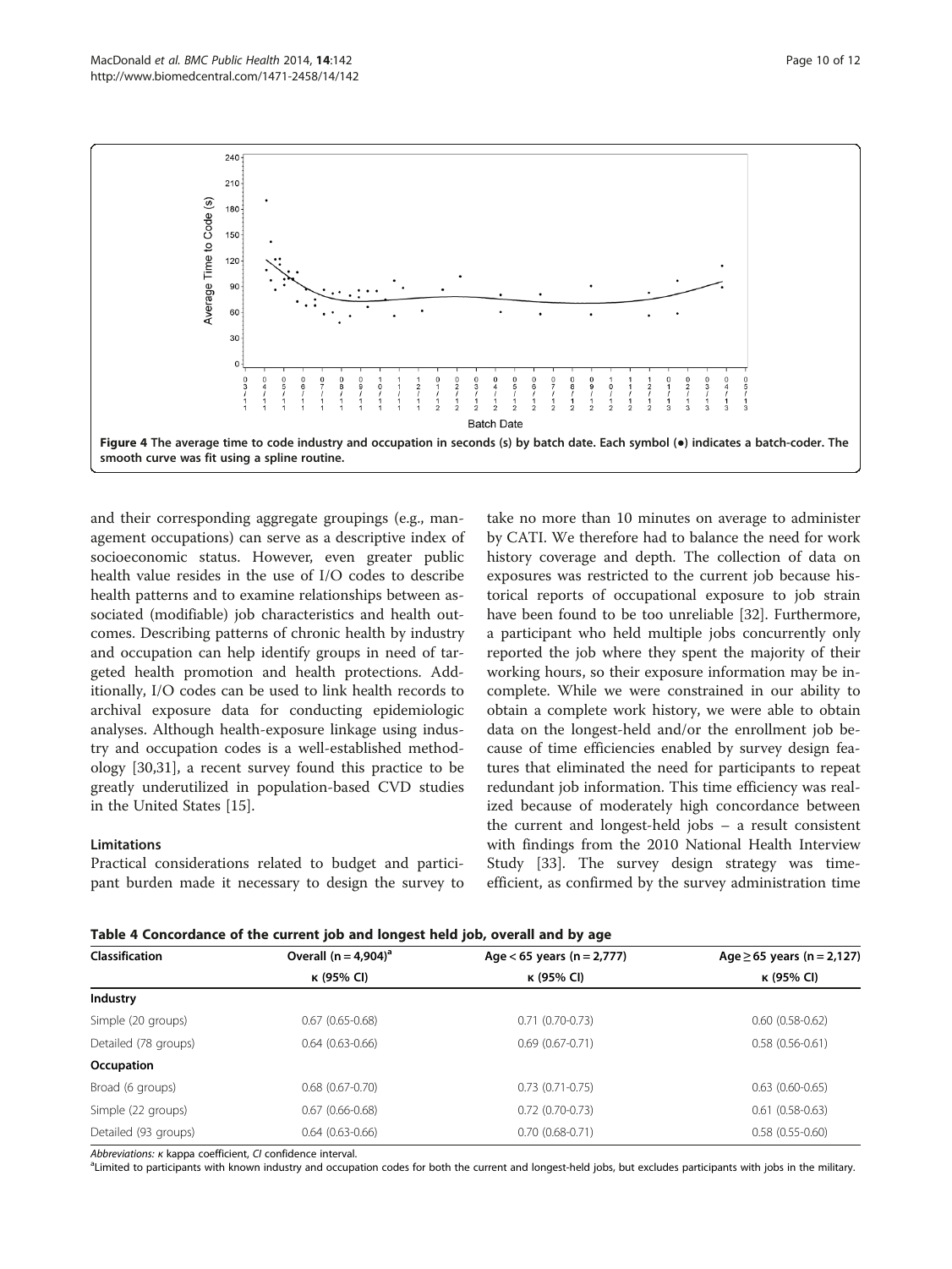**Figure 4 The average time to code industry and occupation in seconds (s) by batch date. Each symbol (●) indicates a batch-coder. The smooth curve was fit using a spline routine.**

and their corresponding aggregate groupings (e.g., management occupations) can serve as a descriptive index of socioeconomic status. However, even greater public health value resides in the use of I/O codes to describe health patterns and to examine relationships between associated (modifiable) job characteristics and health outcomes. Describing patterns of chronic health by industry and occupation can help identify groups in need of targeted health promotion and health protections. Additionally, I/O codes can be used to link health records to archival exposure data for conducting epidemiologic analyses. Although health-exposure linkage using industry and occupation codes is a well-established methodology [30,31], a recent survey found this practice to be greatly underutilized in population-based CVD studies in the United States [15].

### Limitations

Practical considerations related to budget and participant burden made it necessary to design the survey to take no more than 10 minutes on average to administer by CATI. We therefore had to balance the need for work history coverage and depth. The collection of data on exposures was restricted to the current job because historical reports of occupational exposure to job strain have been found to be too unreliable [32]. Furthermore, a participant who held multiple jobs concurrently only reported the job where they spent the majority of their working hours, so their exposure information may be incomplete. While we were constrained in our ability to obtain a complete work history, we were able to obtain data on the longest-held and/or the enrollment job because of time efficiencies enabled by survey design features that eliminated the need for participants to repeat redundant job information. This time efficiency was realized because of moderately high concordance between the current and longest-held jobs – a result consistent with findings from the 2010 National Health Interview Study [33]. The survey design strategy was time-efficient, as confirmed by the survey administration time

**Table 4 Concordance of the current job and longest held job, overall and by age**

| Classification | Overall (n = 4,904)[a] | Age < 65 years (n = 2,777) | Age ≥ 65 years (n = 2,127) |
|---|---|---|---|
| | κ (95% CI) | κ (95% CI) | κ (95% CI) |
| **Industry** | | | |
| Simple (20 groups) | 0.67 (0.65-0.68) | 0.71 (0.70-0.73) | 0.60 (0.58-0.62) |
| Detailed (78 groups) | 0.64 (0.63-0.66) | 0.69 (0.67-0.71) | 0.58 (0.56-0.61) |
| **Occupation** | | | |
| Broad (6 groups) | 0.68 (0.67-0.70) | 0.73 (0.71-0.75) | 0.63 (0.60-0.65) |
| Simple (22 groups) | 0.67 (0.66-0.68) | 0.72 (0.70-0.73) | 0.61 (0.58-0.63) |
| Detailed (93 groups) | 0.64 (0.63-0.66) | 0.70 (0.68-0.71) | 0.58 (0.55-0.60) |

*Abbreviations: κ kappa coefficient, CI confidence interval.*

[a]Limited to participants with known industry and occupation codes for both the current and longest-held jobs, but excludes participants with jobs in the military.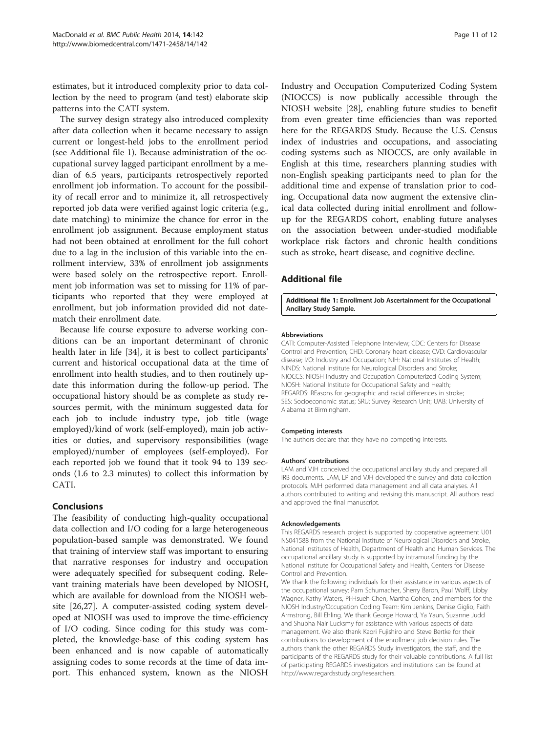estimates, but it introduced complexity prior to data collection by the need to program (and test) elaborate skip patterns into the CATI system.

The survey design strategy also introduced complexity after data collection when it became necessary to assign current or longest-held jobs to the enrollment period (see Additional file 1). Because administration of the occupational survey lagged participant enrollment by a median of 6.5 years, participants retrospectively reported enrollment job information. To account for the possibility of recall error and to minimize it, all retrospectively reported job data were verified against logic criteria (e.g., date matching) to minimize the chance for error in the enrollment job assignment. Because employment status had not been obtained at enrollment for the full cohort due to a lag in the inclusion of this variable into the enrollment interview, 33% of enrollment job assignments were based solely on the retrospective report. Enrollment job information was set to missing for 11% of participants who reported that they were employed at enrollment, but job information provided did not date-match their enrollment date.

Because life course exposure to adverse working conditions can be an important determinant of chronic health later in life [34], it is best to collect participants' current and historical occupational data at the time of enrollment into health studies, and to then routinely update this information during the follow-up period. The occupational history should be as complete as study resources permit, with the minimum suggested data for each job to include industry type, job title (wage employed)/kind of work (self-employed), main job activities or duties, and supervisory responsibilities (wage employed)/number of employees (self-employed). For each reported job we found that it took 94 to 139 seconds (1.6 to 2.3 minutes) to collect this information by CATI.

## Conclusions

The feasibility of conducting high-quality occupational data collection and I/O coding for a large heterogeneous population-based sample was demonstrated. We found that training of interview staff was important to ensuring that narrative responses for industry and occupation were adequately specified for subsequent coding. Relevant training materials have been developed by NIOSH, which are available for download from the NIOSH website [26,27]. A computer-assisted coding system developed at NIOSH was used to improve the time-efficiency of I/O coding. Since coding for this study was completed, the knowledge-base of this coding system has been enhanced and is now capable of automatically assigning codes to some records at the time of data import. This enhanced system, known as the NIOSH Industry and Occupation Computerized Coding System (NIOCCS) is now publically accessible through the NIOSH website [28], enabling future studies to benefit from even greater time efficiencies than was reported here for the REGARDS Study. Because the U.S. Census index of industries and occupations, and associating coding systems such as NIOCCS, are only available in English at this time, researchers planning studies with non-English speaking participants need to plan for the additional time and expense of translation prior to coding. Occupational data now augment the extensive clinical data collected during initial enrollment and follow-up for the REGARDS cohort, enabling future analyses on the association between under-studied modifiable workplace risk factors and chronic health conditions such as stroke, heart disease, and cognitive decline.

## Additional file

**Additional file 1:** Enrollment Job Ascertainment for the Occupational Ancillary Study Sample.

#### Abbreviations

CATI: Computer-Assisted Telephone Interview; CDC: Centers for Disease Control and Prevention; CHD: Coronary heart disease; CVD: Cardiovascular disease; I/O: Industry and Occupation; NIH: National Institutes of Health; NINDS: National Institute for Neurological Disorders and Stroke; NIOCCS: NIOSH Industry and Occupation Computerized Coding System; NIOSH: National Institute for Occupational Safety and Health; REGARDS: REasons for geographic and racial differences in stroke; SES: Socioeconomic status; SRU: Survey Research Unit; UAB: University of Alabama at Birmingham.

#### Competing interests

The authors declare that they have no competing interests.

#### Authors' contributions

LAM and VJH conceived the occupational ancillary study and prepared all IRB documents. LAM, LP and VJH developed the survey and data collection protocols. MJH performed data management and all data analyses. All authors contributed to writing and revising this manuscript. All authors read and approved the final manuscript.

#### Acknowledgements

This REGARDS research project is supported by cooperative agreement U01 NS041588 from the National Institute of Neurological Disorders and Stroke, National Institutes of Health, Department of Health and Human Services. The occupational ancillary study is supported by intramural funding by the National Institute for Occupational Safety and Health, Centers for Disease Control and Prevention.

We thank the following individuals for their assistance in various aspects of the occupational survey: Pam Schumacher, Sherry Baron, Paul Wolff, Libby Wagner, Kathy Waters, Pi-Hsueh Chen, Martha Cohen, and members for the NIOSH Industry/Occupation Coding Team: Kim Jenkins, Denise Giglio, Faith Armstrong, Bill Ehling. We thank George Howard, Ya Yaun, Suzanne Judd and Shubha Nair Lucksmy for assistance with various aspects of data management. We also thank Kaori Fujishiro and Steve Bertke for their contributions to development of the enrollment job decision rules. The authors thank the other REGARDS Study investigators, the staff, and the participants of the REGARDS study for their valuable contributions. A full list of participating REGARDS investigators and institutions can be found at http://www.regardsstudy.org/researchers.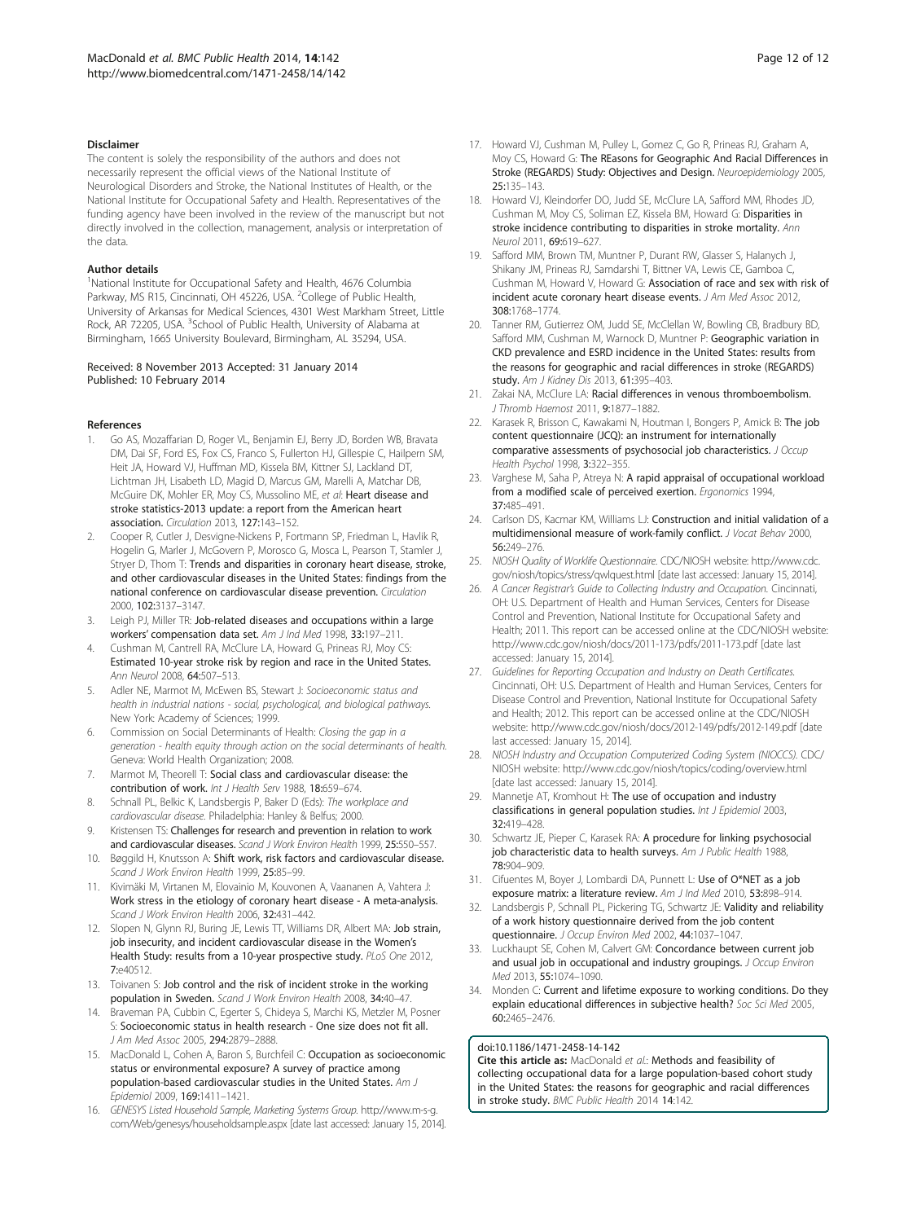#### Disclaimer

The content is solely the responsibility of the authors and does not necessarily represent the official views of the National Institute of Neurological Disorders and Stroke, the National Institutes of Health, or the National Institute for Occupational Safety and Health. Representatives of the funding agency have been involved in the review of the manuscript but not directly involved in the collection, management, analysis or interpretation of the data.

#### Author details

[1]National Institute for Occupational Safety and Health, 4676 Columbia Parkway, MS R15, Cincinnati, OH 45226, USA. [2]College of Public Health, University of Arkansas for Medical Sciences, 4301 West Markham Street, Little Rock, AR 72205, USA. [3]School of Public Health, University of Alabama at Birmingham, 1665 University Boulevard, Birmingham, AL 35294, USA.

Received: 8 November 2013 Accepted: 31 January 2014
Published: 10 February 2014

#### References

1. Go AS, Mozaffarian D, Roger VL, Benjamin EJ, Berry JD, Borden WB, Bravata DM, Dai SF, Ford ES, Fox CS, Franco S, Fullerton HJ, Gillespie C, Hailpern SM, Heit JA, Howard VJ, Huffman MD, Kissela BM, Kittner SJ, Lackland DT, Lichtman JH, Lisabeth LD, Magid D, Marcus GM, Marelli A, Matchar DB, McGuire DK, Mohler ER, Moy CS, Mussolino ME, *et al*: **Heart disease and stroke statistics-2013 update: a report from the American heart association.** *Circulation* 2013, **127:**143–152.
2. Cooper R, Cutler J, Desvigne-Nickens P, Fortmann SP, Friedman L, Havlik R, Hogelin G, Marler J, McGovern P, Morosco G, Mosca L, Pearson T, Stamler J, Stryer D, Thom T: **Trends and disparities in coronary heart disease, stroke, and other cardiovascular diseases in the United States: findings from the national conference on cardiovascular disease prevention.** *Circulation* 2000, **102:**3137–3147.
3. Leigh PJ, Miller TR: **Job-related diseases and occupations within a large workers' compensation data set.** *Am J Ind Med* 1998, **33:**197–211.
4. Cushman M, Cantrell RA, McClure LA, Howard G, Prineas RJ, Moy CS: **Estimated 10-year stroke risk by region and race in the United States.** *Ann Neurol* 2008, **64:**507–513.
5. Adler NE, Marmot M, McEwen BS, Stewart J: *Socioeconomic status and health in industrial nations - social, psychological, and biological pathways.* New York: Academy of Sciences; 1999.
6. Commission on Social Determinants of Health: *Closing the gap in a generation - health equity through action on the social determinants of health.* Geneva: World Health Organization; 2008.
7. Marmot M, Theorell T: **Social class and cardiovascular disease: the contribution of work.** *Int J Health Serv* 1988, **18:**659–674.
8. Schnall PL, Belkic K, Landsbergis P, Baker D (Eds): *The workplace and cardiovascular disease.* Philadelphia: Hanley & Belfus; 2000.
9. Kristensen TS: **Challenges for research and prevention in relation to work and cardiovascular diseases.** *Scand J Work Environ Health* 1999, **25:**550–557.
10. Bøggild H, Knutsson A: **Shift work, risk factors and cardiovascular disease.** *Scand J Work Environ Health* 1999, **25:**85–99.
11. Kivimäki M, Virtanen M, Elovainio M, Kouvonen A, Vaananen A, Vahtera J: **Work stress in the etiology of coronary heart disease - A meta-analysis.** *Scand J Work Environ Health* 2006, **32:**431–442.
12. Slopen N, Glynn RJ, Buring JE, Lewis TT, Williams DR, Albert MA: **Job strain, job insecurity, and incident cardiovascular disease in the Women's Health Study: results from a 10-year prospective study.** *PLoS One* 2012, **7:**e40512.
13. Toivanen S: **Job control and the risk of incident stroke in the working population in Sweden.** *Scand J Work Environ Health* 2008, **34:**40–47.
14. Braveman PA, Cubbin C, Egerter S, Chideya S, Marchi KS, Metzler M, Posner S: **Socioeconomic status in health research - One size does not fit all.** *J Am Med Assoc* 2005, **294:**2879–2888.
15. MacDonald L, Cohen A, Baron S, Burchfeil C: **Occupation as socioeconomic status or environmental exposure? A survey of practice among population-based cardiovascular studies in the United States.** *Am J Epidemiol* 2009, **169:**1411–1421.
16. *GENESYS Listed Household Sample, Marketing Systems Group.* http://www.m-s-g.com/Web/genesys/householdsample.aspx [date last accessed: January 15, 2014].
17. Howard VJ, Cushman M, Pulley L, Gomez C, Go R, Prineas RJ, Graham A, Moy CS, Howard G: **The REasons for Geographic And Racial Differences in Stroke (REGARDS) Study: Objectives and Design.** *Neuroepidemiology* 2005, **25:**135–143.
18. Howard VJ, Kleindorfer DO, Judd SE, McClure LA, Safford MM, Rhodes JD, Cushman M, Moy CS, Soliman EZ, Kissela BM, Howard G: **Disparities in stroke incidence contributing to disparities in stroke mortality.** *Ann Neurol* 2011, **69:**619–627.
19. Safford MM, Brown TM, Muntner P, Durant RW, Glasser S, Halanych J, Shikany JM, Prineas RJ, Samdarshi T, Bittner VA, Lewis CE, Gamboa C, Cushman M, Howard V, Howard G: **Association of race and sex with risk of incident acute coronary heart disease events.** *J Am Med Assoc* 2012, **308:**1768–1774.
20. Tanner RM, Gutierrez OM, Judd SE, McClellan W, Bowling CB, Bradbury BD, Safford MM, Cushman M, Warnock D, Muntner P: **Geographic variation in CKD prevalence and ESRD incidence in the United States: results from the reasons for geographic and racial differences in stroke (REGARDS) study.** *Am J Kidney Dis* 2013, **61:**395–403.
21. Zakai NA, McClure LA: **Racial differences in venous thromboembolism.** *J Thromb Haemost* 2011, **9:**1877–1882.
22. Karasek R, Brisson C, Kawakami N, Houtman I, Bongers P, Amick B: **The job content questionnaire (JCQ): an instrument for internationally comparative assessments of psychosocial job characteristics.** *J Occup Health Psychol* 1998, **3:**322–355.
23. Varghese M, Saha P, Atreya N: **A rapid appraisal of occupational workload from a modified scale of perceived exertion.** *Ergonomics* 1994, **37:**485–491.
24. Carlson DS, Kacmar KM, Williams LJ: **Construction and initial validation of a multidimensional measure of work-family conflict.** *J Vocat Behav* 2000, **56:**249–276.
25. *NIOSH Quality of Worklife Questionnaire.* CDC/NIOSH website: http://www.cdc.gov/niosh/topics/stress/qwlquest.html [date last accessed: January 15, 2014].
26. *A Cancer Registrar's Guide to Collecting Industry and Occupation.* Cincinnati, OH: U.S. Department of Health and Human Services, Centers for Disease Control and Prevention, National Institute for Occupational Safety and Health; 2011. This report can be accessed online at the CDC/NIOSH website: http://www.cdc.gov/niosh/docs/2011-173/pdfs/2011-173.pdf [date last accessed: January 15, 2014].
27. *Guidelines for Reporting Occupation and Industry on Death Certificates.* Cincinnati, OH: U.S. Department of Health and Human Services, Centers for Disease Control and Prevention, National Institute for Occupational Safety and Health; 2012. This report can be accessed online at the CDC/NIOSH website: http://www.cdc.gov/niosh/docs/2012-149/pdfs/2012-149.pdf [date last accessed: January 15, 2014].
28. *NIOSH Industry and Occupation Computerized Coding System (NIOCCS).* CDC/NIOSH website: http://www.cdc.gov/niosh/topics/coding/overview.html [date last accessed: January 15, 2014].
29. Mannetje AT, Kromhout H: **The use of occupation and industry classifications in general population studies.** *Int J Epidemiol* 2003, **32:**419–428.
30. Schwartz JE, Pieper C, Karasek RA: **A procedure for linking psychosocial job characteristic data to health surveys.** *Am J Public Health* 1988, **78:**904–909.
31. Cifuentes M, Boyer J, Lombardi DA, Punnett L: **Use of O*NET as a job exposure matrix: a literature review.** *Am J Ind Med* 2010, **53:**898–914.
32. Landsbergis P, Schnall PL, Pickering TG, Schwartz JE: **Validity and reliability of a work history questionnaire derived from the job content questionnaire.** *J Occup Environ Med* 2002, **44:**1037–1047.
33. Luckhaupt SE, Cohen M, Calvert GM: **Concordance between current job and usual job in occupational and industry groupings.** *J Occup Environ Med* 2013, **55:**1074–1090.
34. Monden C: **Current and lifetime exposure to working conditions. Do they explain educational differences in subjective health?** *Soc Sci Med* 2005, **60:**2465–2476.

doi:10.1186/1471-2458-14-142
**Cite this article as:** MacDonald *et al.*: Methods and feasibility of collecting occupational data for a large population-based cohort study in the United States: the reasons for geographic and racial differences in stroke study. *BMC Public Health* 2014 **14**:142.